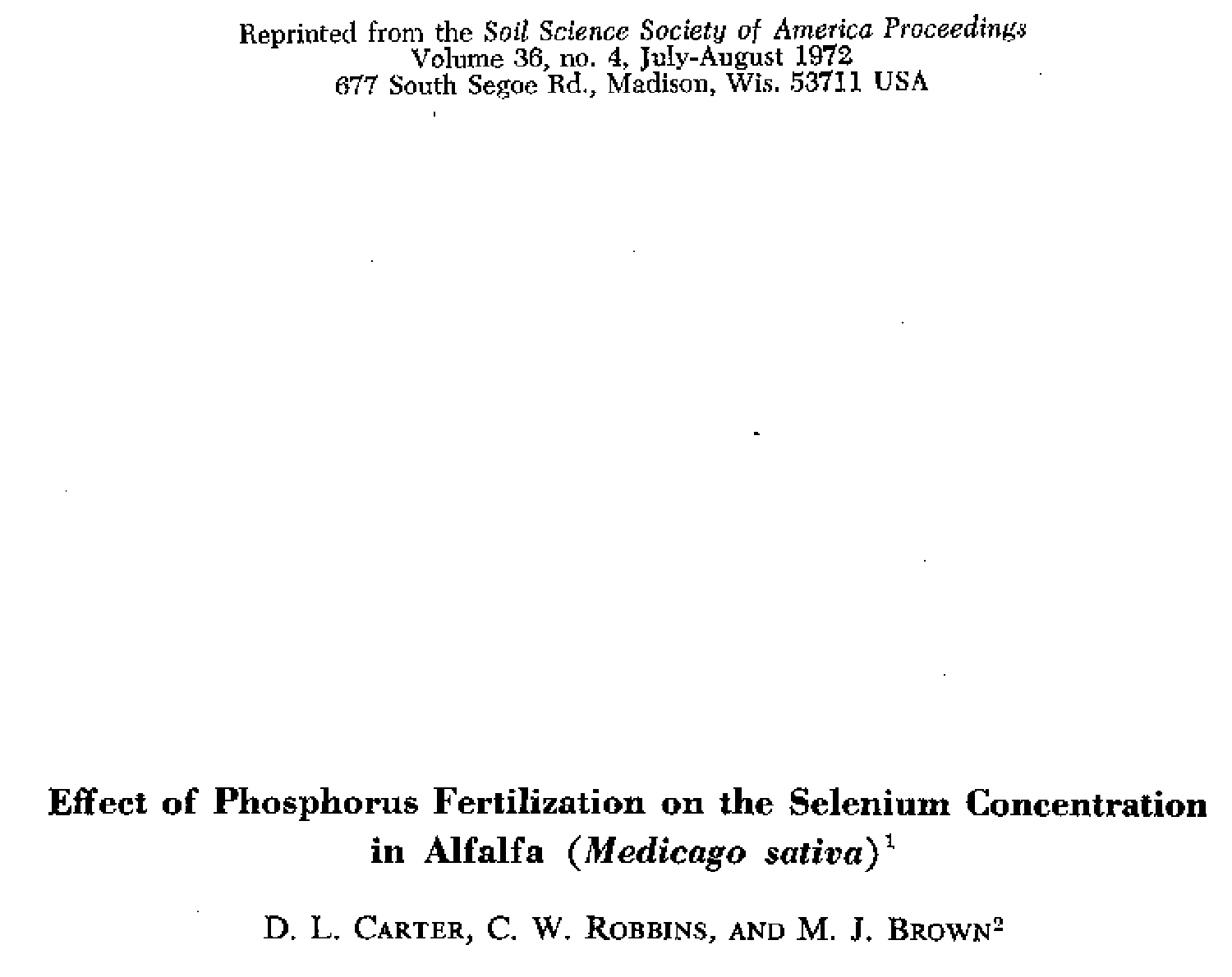Reprinted from the *Soil Science Society of America Proceedings*
Volume 36, no. 4, July-August 1972
677 South Segoe Rd., Madison, Wis. 53711 USA

# Effect of Phosphorus Fertilization on the Selenium Concentration in Alfalfa (*Medicago sativa*)[1]

D. L. CARTER, C. W. ROBBINS, AND M. J. BROWN[2]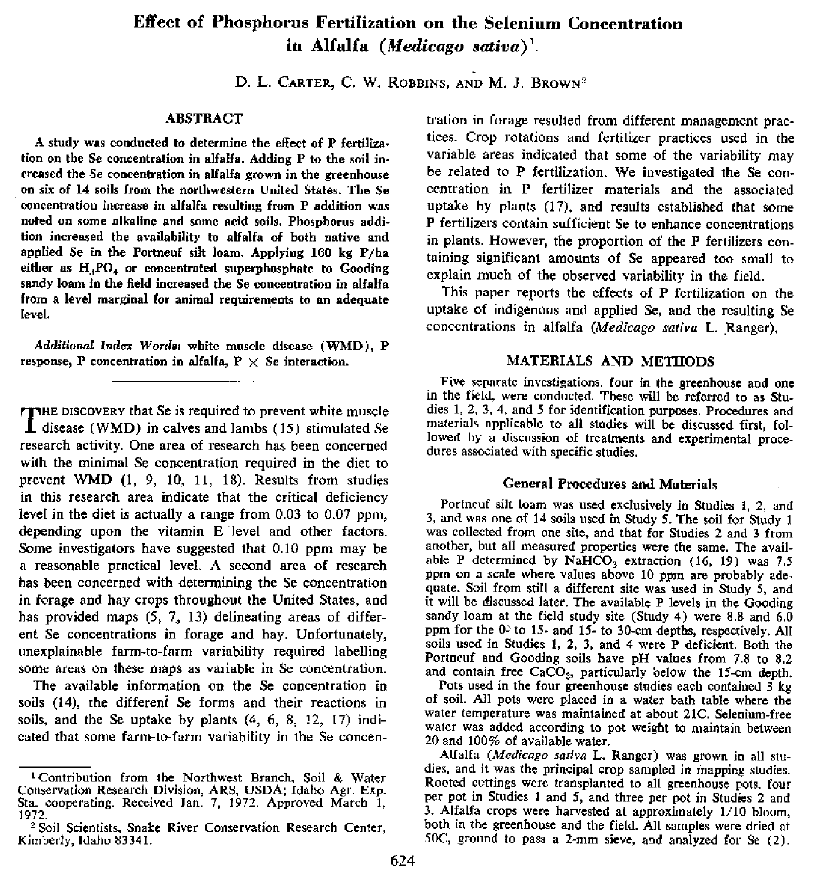# Effect of Phosphorus Fertilization on the Selenium Concentration in Alfalfa (*Medicago sativa*)[1]

D. L. Carter, C. W. Robbins, and M. J. Brown[2]

## ABSTRACT

**A study was conducted to determine the effect of P fertilization on the Se concentration in alfalfa. Adding P to the soil increased the Se concentration in alfalfa grown in the greenhouse on six of 14 soils from the northwestern United States. The Se concentration increase in alfalfa resulting from P addition was noted on some alkaline and some acid soils. Phosphorus addition increased the availability to alfalfa of both native and applied Se in the Portneuf silt loam. Applying 160 kg P/ha either as $H_3PO_4$ or concentrated superphosphate to Gooding sandy loam in the field increased the Se concentration in alfalfa from a level marginal for animal requirements to an adequate level.**

***Additional Index Words:*** **white muscle disease (WMD), P response, P concentration in alfalfa, P × Se interaction.**

---

The discovery that Se is required to prevent white muscle disease (WMD) in calves and lambs (15) stimulated Se research activity. One area of research has been concerned with the minimal Se concentration required in the diet to prevent WMD (1, 9, 10, 11, 18). Results from studies in this research area indicate that the critical deficiency level in the diet is actually a range from 0.03 to 0.07 ppm, depending upon the vitamin E level and other factors. Some investigators have suggested that 0.10 ppm may be a reasonable practical level. A second area of research has been concerned with determining the Se concentration in forage and hay crops throughout the United States, and has provided maps (5, 7, 13) delineating areas of different Se concentrations in forage and hay. Unfortunately, unexplainable farm-to-farm variability required labelling some areas on these maps as variable in Se concentration.

The available information on the Se concentration in soils (14), the different Se forms and their reactions in soils, and the Se uptake by plants (4, 6, 8, 12, 17) indicated that some farm-to-farm variability in the Se concentration in forage resulted from different management practices. Crop rotations and fertilizer practices used in the variable areas indicated that some of the variability may be related to P fertilization. We investigated the Se concentration in P fertilizer materials and the associated uptake by plants (17), and results established that some P fertilizers contain sufficient Se to enhance concentrations in plants. However, the proportion of the P fertilizers containing significant amounts of Se appeared too small to explain much of the observed variability in the field.

This paper reports the effects of P fertilization on the uptake of indigenous and applied Se, and the resulting Se concentrations in alfalfa (*Medicago sativa* L. Ranger).

## MATERIALS AND METHODS

Five separate investigations, four in the greenhouse and one in the field, were conducted. These will be referred to as Studies 1, 2, 3, 4, and 5 for identification purposes. Procedures and materials applicable to all studies will be discussed first, followed by a discussion of treatments and experimental procedures associated with specific studies.

### General Procedures and Materials

Portneuf silt loam was used exclusively in Studies 1, 2, and 3, and was one of 14 soils used in Study 5. The soil for Study 1 was collected from one site, and that for Studies 2 and 3 from another, but all measured properties were the same. The available P determined by $NaHCO_3$ extraction (16, 19) was 7.5 ppm on a scale where values above 10 ppm are probably adequate. Soil from still a different site was used in Study 5, and it will be discussed later. The available P levels in the Gooding sandy loam at the field study site (Study 4) were 8.8 and 6.0 ppm for the 0- to 15- and 15- to 30-cm depths, respectively. All soils used in Studies 1, 2, 3, and 4 were P deficient. Both the Portneuf and Gooding soils have pH values from 7.8 to 8.2 and contain free $CaCO_3$, particularly below the 15-cm depth.

Pots used in the four greenhouse studies each contained 3 kg of soil. All pots were placed in a water bath table where the water temperature was maintained at about 21C. Selenium-free water was added according to pot weight to maintain between 20 and 100% of available water.

Alfalfa (*Medicago sativa* L. Ranger) was grown in all studies, and it was the principal crop sampled in mapping studies. Rooted cuttings were transplanted to all greenhouse pots, four per pot in Studies 1 and 5, and three per pot in Studies 2 and 3. Alfalfa crops were harvested at approximately 1/10 bloom, both in the greenhouse and the field. All samples were dried at 50C, ground to pass a 2-mm sieve, and analyzed for Se (2).

---

[1] Contribution from the Northwest Branch, Soil & Water Conservation Research Division, ARS, USDA; Idaho Agr. Exp. Sta. cooperating. Received Jan. 7, 1972. Approved March 1, 1972.

[2] Soil Scientists, Snake River Conservation Research Center, Kimberly, Idaho 83341.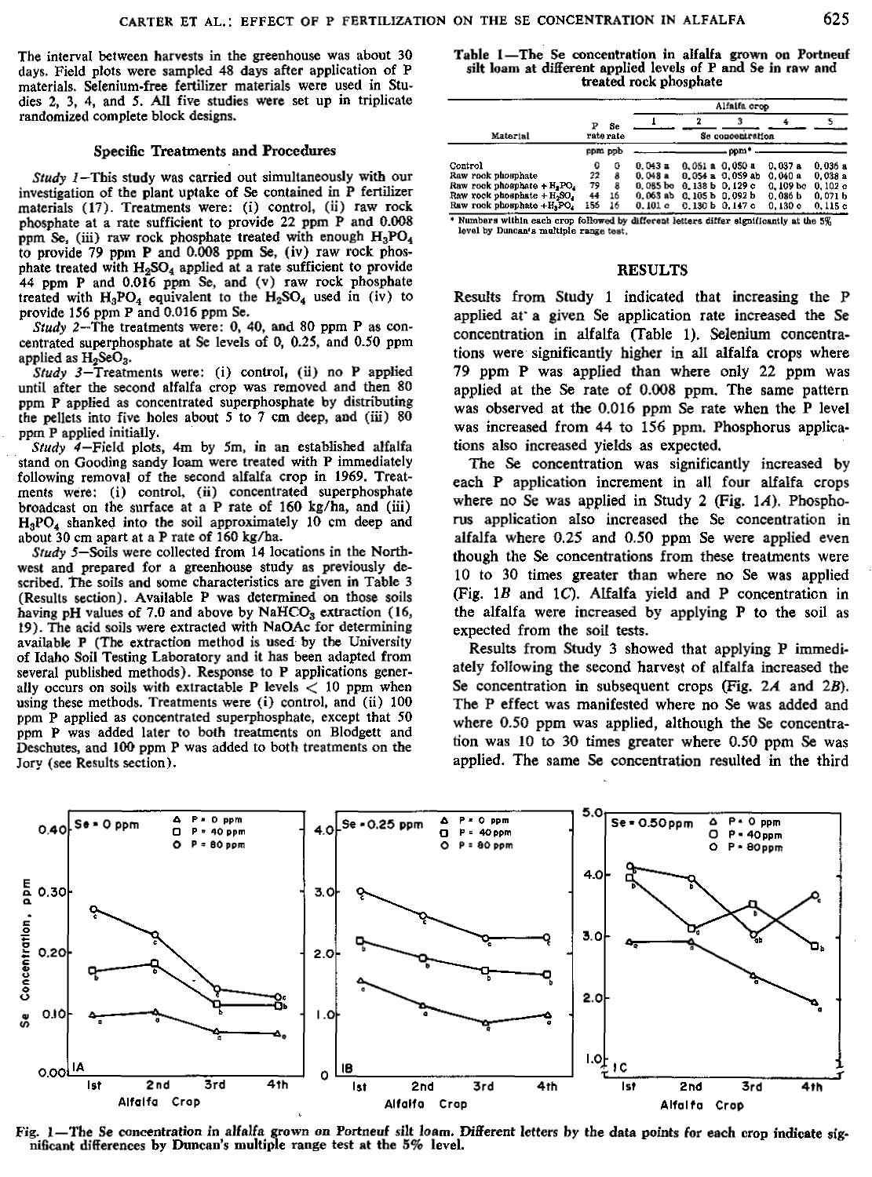The interval between harvests in the greenhouse was about 30 days. Field plots were sampled 48 days after application of P materials. Selenium-free fertilizer materials were used in Studies 2, 3, 4, and 5. All five studies were set up in triplicate randomized complete block designs.

### Specific Treatments and Procedures

*Study 1*—This study was carried out simultaneously with our investigation of the plant uptake of Se contained in P fertilizer materials (17). Treatments were: (i) control, (ii) raw rock phosphate at a rate sufficient to provide 22 ppm P and 0.008 ppm Se, (iii) raw rock phosphate treated with enough $H_3PO_4$ to provide 79 ppm P and 0.008 ppm Se, (iv) raw rock phosphate treated with $H_2SO_4$ applied at a rate sufficient to provide 44 ppm P and 0.016 ppm Se, and (v) raw rock phosphate treated with $H_3PO_4$ equivalent to the $H_2SO_4$ used in (iv) to provide 156 ppm P and 0.016 ppm Se.

*Study 2*—The treatments were: 0, 40, and 80 ppm P as concentrated superphosphate at Se levels of 0, 0.25, and 0.50 ppm applied as $H_2SeO_3$.

*Study 3*—Treatments were: (i) control, (ii) no P applied until after the second alfalfa crop was removed and then 80 ppm P applied as concentrated superphosphate by distributing the pellets into five holes about 5 to 7 cm deep, and (iii) 80 ppm P applied initially.

*Study 4*—Field plots, 4m by 5m, in an established alfalfa stand on Gooding sandy loam were treated with P immediately following removal of the second alfalfa crop in 1969. Treatments were: (i) control, (ii) concentrated superphosphate broadcast on the surface at a P rate of 160 kg/ha, and (iii) $H_3PO_4$ shanked into the soil approximately 10 cm deep and about 30 cm apart at a P rate of 160 kg/ha.

*Study 5*—Soils were collected from 14 locations in the Northwest and prepared for a greenhouse study as previously described. The soils and some characteristics are given in Table 3 (Results section). Available P was determined on those soils having pH values of 7.0 and above by $NaHCO_3$ extraction (16, 19). The acid soils were extracted with NaOAc for determining available P (The extraction method is used by the University of Idaho Soil Testing Laboratory and it has been adapted from several published methods). Response to P applications generally occurs on soils with extractable P levels < 10 ppm when using these methods. Treatments were (i) control, and (ii) 100 ppm P applied as concentrated superphosphate, except that 50 ppm P was added later to both treatments on Blodgett and Deschutes, and 100 ppm P was added to both treatments on the Jory (see Results section).

Table 1—The Se concentration in alfalfa grown on Portneuf silt loam at different applied levels of P and Se in raw and treated rock phosphate

| Material | P rate | Se rate | Alfalfa crop 1 | 2 | 3 | 4 | 5 |
|---|---|---|---|---|---|---|---|
| | ppm | ppb | Se concentration, ppm* | | | | |
| Control | 0 | 0 | 0.043 a | 0.051 a | 0.050 a | 0.037 a | 0.036 a |
| Raw rock phosphate | 22 | 8 | 0.048 a | 0.054 a | 0.059 ab | 0.040 a | 0.038 a |
| Raw rock phosphate + $H_3PO_4$ | 79 | 8 | 0.085 bc | 0.138 b | 0.129 c | 0.109 bc | 0.102 c |
| Raw rock phosphate + $H_2SO_4$ | 44 | 16 | 0.063 ab | 0.105 b | 0.092 b | 0.086 b | 0.071 b |
| Raw rock phosphate + $H_3PO_4$ | 156 | 16 | 0.101 c | 0.130 b | 0.147 c | 0.130 c | 0.115 c |

\* Numbers within each crop followed by different letters differ significantly at the 5% level by Duncan's multiple range test.

## RESULTS

Results from Study 1 indicated that increasing the P applied at a given Se application rate increased the Se concentration in alfalfa (Table 1). Selenium concentrations were significantly higher in all alfalfa crops where 79 ppm P was applied than where only 22 ppm was applied at the Se rate of 0.008 ppm. The same pattern was observed at the 0.016 ppm Se rate when the P level was increased from 44 to 156 ppm. Phosphorus applications also increased yields as expected.

The Se concentration was significantly increased by each P application increment in all four alfalfa crops where no Se was applied in Study 2 (Fig. 1*A*). Phosphorus application also increased the Se concentration in alfalfa where 0.25 and 0.50 ppm Se were applied even though the Se concentrations from these treatments were 10 to 30 times greater than where no Se was applied (Fig. 1*B* and 1*C*). Alfalfa yield and P concentration in the alfalfa were increased by applying P to the soil as expected from the soil tests.

Results from Study 3 showed that applying P immediately following the second harvest of alfalfa increased the Se concentration in subsequent crops (Fig. 2*A* and 2*B*). The P effect was manifested where no Se was added and where 0.50 ppm was applied, although the Se concentration was 10 to 30 times greater where 0.50 ppm Se was applied. The same Se concentration resulted in the third

Fig. 1—The Se concentration in alfalfa grown on Portneuf silt loam. Different letters by the data points for each crop indicate significant differences by Duncan's multiple range test at the 5% level.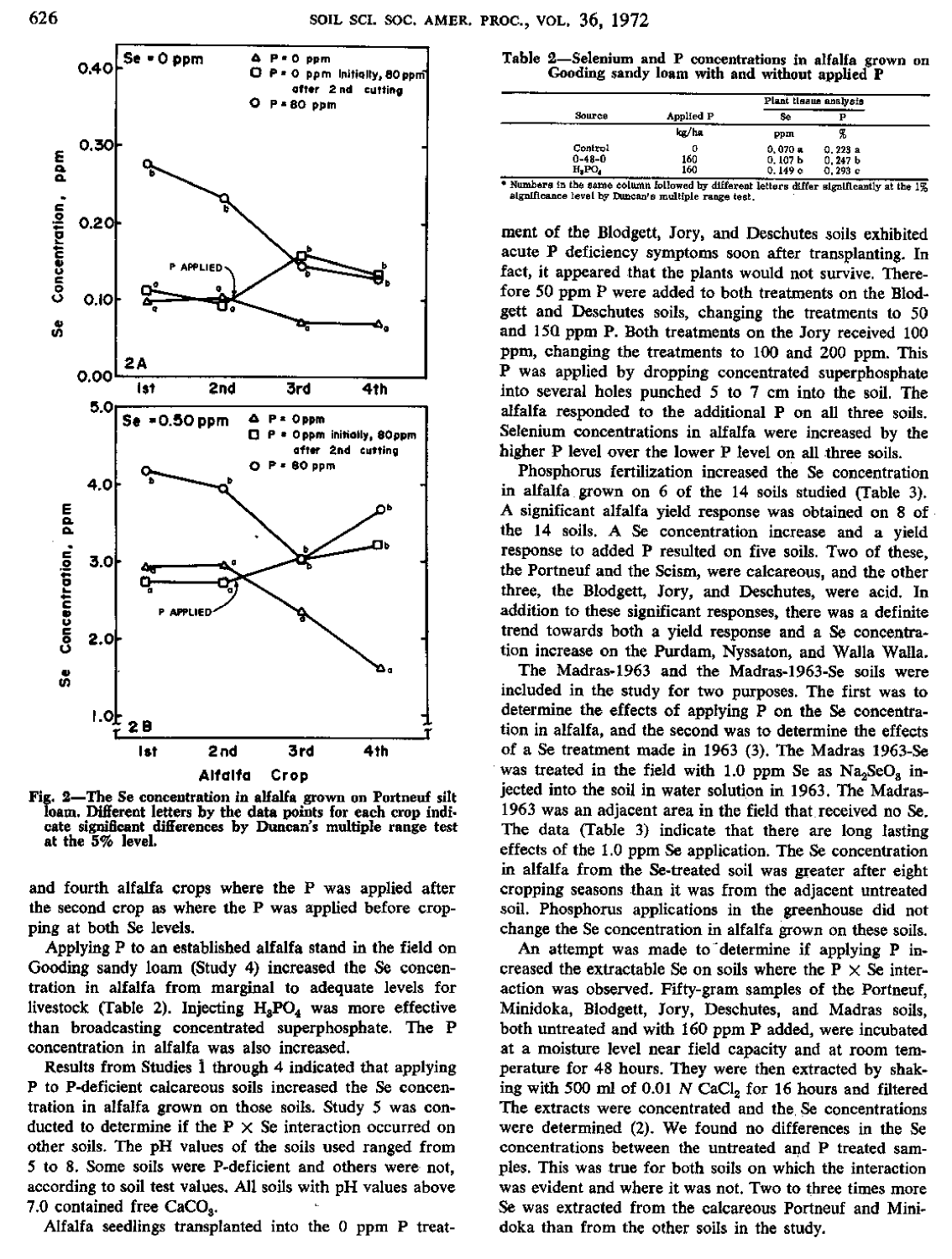Fig. 2—The Se concentration in alfalfa grown on Portneuf silt loam. Different letters by the data points for each crop indicate significant differences by Duncan's multiple range test at the 5% level.

and fourth alfalfa crops where the P was applied after the second crop as where the P was applied before cropping at both Se levels.

Applying P to an established alfalfa stand in the field on Gooding sandy loam (Study 4) increased the Se concentration in alfalfa from marginal to adequate levels for livestock (Table 2). Injecting $H_3PO_4$ was more effective than broadcasting concentrated superphosphate. The P concentration in alfalfa was also increased.

Results from Studies 1 through 4 indicated that applying P to P-deficient calcareous soils increased the Se concentration in alfalfa grown on those soils. Study 5 was conducted to determine if the P × Se interaction occurred on other soils. The pH values of the soils used ranged from 5 to 8. Some soils were P-deficient and others were not, according to soil test values. All soils with pH values above 7.0 contained free $CaCO_3$.

Alfalfa seedlings transplanted into the 0 ppm P treatment of the Blodgett, Jory, and Deschutes soils exhibited acute P deficiency symptoms soon after transplanting. In fact, it appeared that the plants would not survive. Therefore 50 ppm P were added to both treatments on the Blodgett and Deschutes soils, changing the treatments to 50 and 150 ppm P. Both treatments on the Jory received 100 ppm, changing the treatments to 100 and 200 ppm. This P was applied by dropping concentrated superphosphate into several holes punched 5 to 7 cm into the soil. The alfalfa responded to the additional P on all three soils. Selenium concentrations in alfalfa were increased by the higher P level over the lower P level on all three soils.

Phosphorus fertilization increased the Se concentration in alfalfa grown on 6 of the 14 soils studied (Table 3). A significant alfalfa yield response was obtained on 8 of the 14 soils. A Se concentration increase and a yield response to added P resulted on five soils. Two of these, the Portneuf and the Scism, were calcareous, and the other three, the Blodgett, Jory, and Deschutes, were acid. In addition to these significant responses, there was a definite trend towards both a yield response and a Se concentration increase on the Purdam, Nyssaton, and Walla Walla.

The Madras-1963 and the Madras-1963-Se soils were included in the study for two purposes. The first was to determine the effects of applying P on the Se concentration in alfalfa, and the second was to determine the effects of a Se treatment made in 1963 (3). The Madras 1963-Se was treated in the field with 1.0 ppm Se as $Na_2SeO_3$ injected into the soil in water solution in 1963. The Madras-1963 was an adjacent area in the field that received no Se. The data (Table 3) indicate that there are long lasting effects of the 1.0 ppm Se application. The Se concentration in alfalfa from the Se-treated soil was greater after eight cropping seasons than it was from the adjacent untreated soil. Phosphorus applications in the greenhouse did not change the Se concentration in alfalfa grown on these soils.

An attempt was made to determine if applying P increased the extractable Se on soils where the P × Se interaction was observed. Fifty-gram samples of the Portneuf, Minidoka, Blodgett, Jory, Deschutes, and Madras soils, both untreated and with 160 ppm P added, were incubated at a moisture level near field capacity and at room temperature for 48 hours. They were then extracted by shaking with 500 ml of 0.01 *N* $CaCl_2$ for 16 hours and filtered. The extracts were concentrated and the Se concentrations were determined (2). We found no differences in the Se concentrations between the untreated and P treated samples. This was true for both soils on which the interaction was evident and where it was not. Two to three times more Se was extracted from the calcareous Portneuf and Minidoka than from the other soils in the study.

Table 2—Selenium and P concentrations in alfalfa grown on Gooding sandy loam with and without applied P

| Source | Applied P | Plant tissue analysis | |
|---|---|---|---|
| | | Se | P |
| | kg/ha | ppm | % |
| Control | 0 | 0.070 a | 0.223 a |
| 0-48-0 | 160 | 0.107 b | 0.247 b |
| $H_3PO_4$ | 160 | 0.149 c | 0.293 c |

* Numbers in the same column followed by different letters differ significantly at the 1% significance level by Duncan's multiple range test.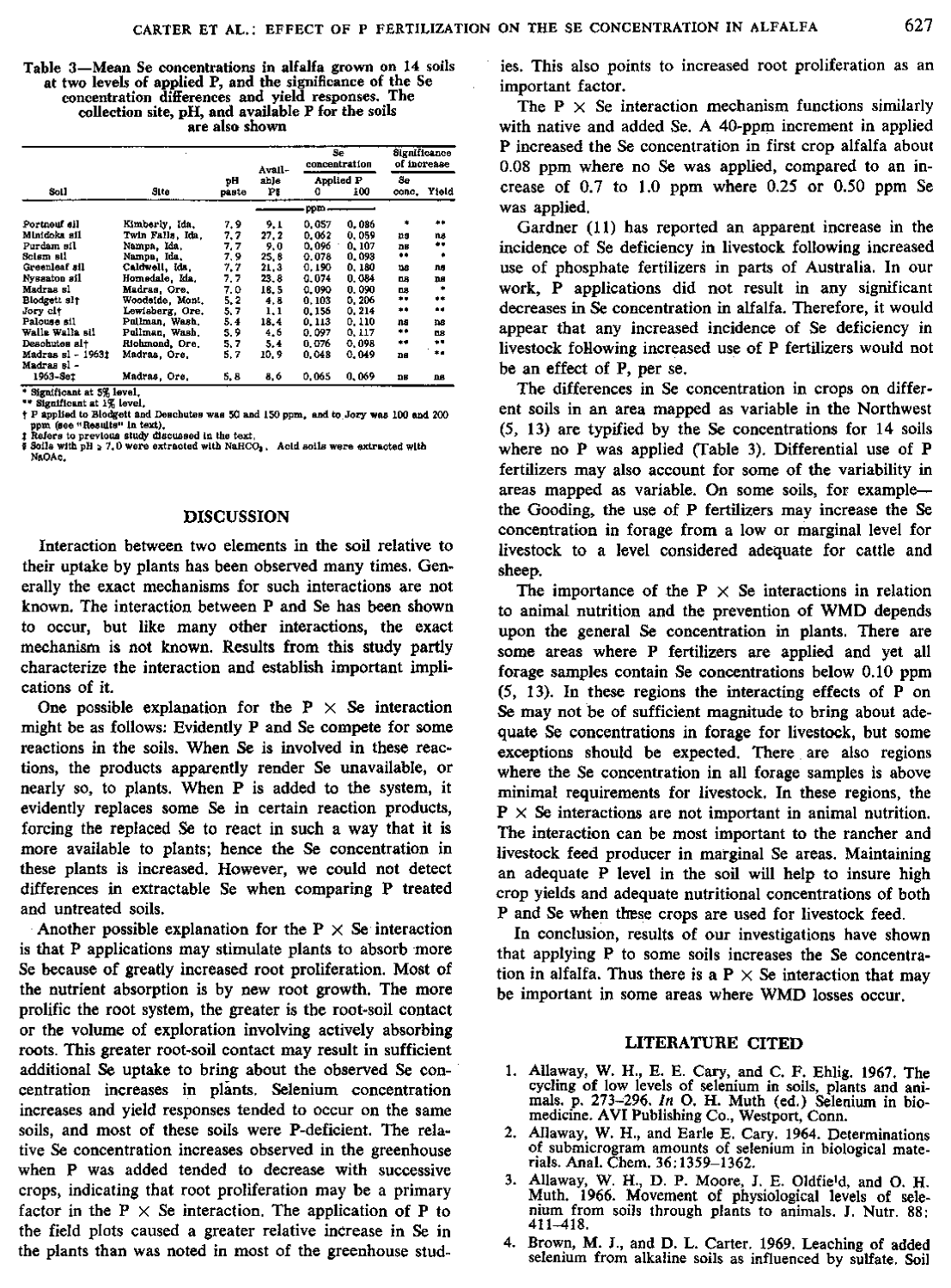Table 3—Mean Se concentrations in alfalfa grown on 14 soils at two levels of applied P, and the significance of the Se concentration differences and yield responses. The collection site, pH, and available P for the soils are also shown

| Soil | Site | pH paste | Available P§ | Se concentration | | Significance of increase | |
|---|---|---|---|---|---|---|---|
| | | | | Applied P | | Se conc. | Yield |
| | | | | 0 | 100 | | |
| | | | | ppm | | | |
| Portneuf sil | Kimberly, Ida. | 7.9 | 9.1 | 0.057 | 0.086 | * | ** |
| Minidoka sil | Twin Falls, Ida. | 7.7 | 27.2 | 0.062 | 0.059 | ns | ns |
| Purdam sil | Nampa, Ida. | 7.7 | 9.0 | 0.096 | 0.107 | ns | ** |
| Scism sil | Nampa, Ida. | 7.9 | 25.8 | 0.078 | 0.093 | ** | * |
| Greenleaf sil | Caldwell, Ida. | 7.7 | 21.3 | 0.190 | 0.180 | ns | ns |
| Nyssaton sil | Homedale, Ida. | 7.7 | 23.8 | 0.074 | 0.084 | ns | ns |
| Madras sl | Madras, Ore. | 7.0 | 18.5 | 0.090 | 0.090 | ns | * |
| Blodgett sl† | Woodside, Mont. | 5.2 | 4.8 | 0.103 | 0.206 | ** | ** |
| Jory cl† | Lewisberg, Ore. | 5.7 | 1.1 | 0.156 | 0.214 | ** | ** |
| Palouse sil | Pullman, Wash. | 5.4 | 18.4 | 0.113 | 0.110 | ns | ns |
| Walla Walla sil | Pullman, Wash. | 5.9 | 4.6 | 0.097 | 0.117 | ** | ns |
| Deschutes sl† | Richmond, Ore. | 5.7 | 5.4 | 0.076 | 0.098 | ** | ** |
| Madras sl - 1963‡ | Madras, Ore. | 5.7 | 10.9 | 0.048 | 0.049 | ns | ** |
| Madras sl - 1963-Se‡ | Madras, Ore. | 5.8 | 8.6 | 0.065 | 0.069 | ns | ns |

\* Significant at 5% level.
\** Significant at 1% level.
† P applied to Blodgett and Deschutes was 50 and 150 ppm, and to Jory was 100 and 200 ppm (see "Results" in text).
‡ Refers to previous study discussed in the text.
§ Soils with pH ≥ 7.0 were extracted with $NaHCO_3$. Acid soils were extracted with NaOAc.

## DISCUSSION

Interaction between two elements in the soil relative to their uptake by plants has been observed many times. Generally the exact mechanisms for such interactions are not known. The interaction between P and Se has been shown to occur, but like many other interactions, the exact mechanism is not known. Results from this study partly characterize the interaction and establish important implications of it.

One possible explanation for the P × Se interaction might be as follows: Evidently P and Se compete for some reactions in the soils. When Se is involved in these reactions, the products apparently render Se unavailable, or nearly so, to plants. When P is added to the system, it evidently replaces some Se in certain reaction products, forcing the replaced Se to react in such a way that it is more available to plants; hence the Se concentration in these plants is increased. However, we could not detect differences in extractable Se when comparing P treated and untreated soils.

Another possible explanation for the P × Se interaction is that P applications may stimulate plants to absorb more Se because of greatly increased root proliferation. Most of the nutrient absorption is by new root growth. The more prolific the root system, the greater is the root-soil contact or the volume of exploration involving actively absorbing roots. This greater root-soil contact may result in sufficient additional Se uptake to bring about the observed Se concentration increases in plants. Selenium concentration increases and yield responses tended to occur on the same soils, and most of these soils were P-deficient. The relative Se concentration increases observed in the greenhouse when P was added tended to decrease with successive crops, indicating that root proliferation may be a primary factor in the P × Se interaction. The application of P to the field plots caused a greater relative increase in Se in the plants than was noted in most of the greenhouse studies. This also points to increased root proliferation as an important factor.

The P × Se interaction mechanism functions similarly with native and added Se. A 40-ppm increment in applied P increased the Se concentration in first crop alfalfa about 0.08 ppm where no Se was applied, compared to an increase of 0.7 to 1.0 ppm where 0.25 or 0.50 ppm Se was applied.

Gardner (11) has reported an apparent increase in the incidence of Se deficiency in livestock following increased use of phosphate fertilizers in parts of Australia. In our work, P applications did not result in any significant decreases in Se concentration in alfalfa. Therefore, it would appear that any increased incidence of Se deficiency in livestock following increased use of P fertilizers would not be an effect of P, per se.

The differences in Se concentration in crops on different soils in an area mapped as variable in the Northwest (5, 13) are typified by the Se concentrations for 14 soils where no P was applied (Table 3). Differential use of P fertilizers may also account for some of the variability in areas mapped as variable. On some soils, for example—the Gooding, the use of P fertilizers may increase the Se concentration in forage from a low or marginal level for livestock to a level considered adequate for cattle and sheep.

The importance of the P × Se interactions in relation to animal nutrition and the prevention of WMD depends upon the general Se concentration in plants. There are some areas where P fertilizers are applied and yet all forage samples contain Se concentrations below 0.10 ppm (5, 13). In these regions the interacting effects of P on Se may not be of sufficient magnitude to bring about adequate Se concentrations in forage for livestock, but some exceptions should be expected. There are also regions where the Se concentration in all forage samples is above minimal requirements for livestock. In these regions, the P × Se interactions are not important in animal nutrition. The interaction can be most important to the rancher and livestock feed producer in marginal Se areas. Maintaining an adequate P level in the soil will help to insure high crop yields and adequate nutritional concentrations of both P and Se when these crops are used for livestock feed.

In conclusion, results of our investigations have shown that applying P to some soils increases the Se concentration in alfalfa. Thus there is a P × Se interaction that may be important in some areas where WMD losses occur.

## LITERATURE CITED

1. Allaway, W. H., E. E. Cary, and C. F. Ehlig. 1967. The cycling of low levels of selenium in soils, plants and animals. p. 273–296. *In* O. H. Muth (ed.) Selenium in biomedicine. AVI Publishing Co., Westport, Conn.
2. Allaway, W. H., and Earle E. Cary. 1964. Determinations of submicrogram amounts of selenium in biological materials. Anal. Chem. 36:1359–1362.
3. Allaway, W. H., D. P. Moore, J. E. Oldfield, and O. H. Muth. 1966. Movement of physiological levels of selenium from soils through plants to animals. J. Nutr. 88: 411–418.
4. Brown, M. J., and D. L. Carter. 1969. Leaching of added selenium from alkaline soils as influenced by sulfate. Soil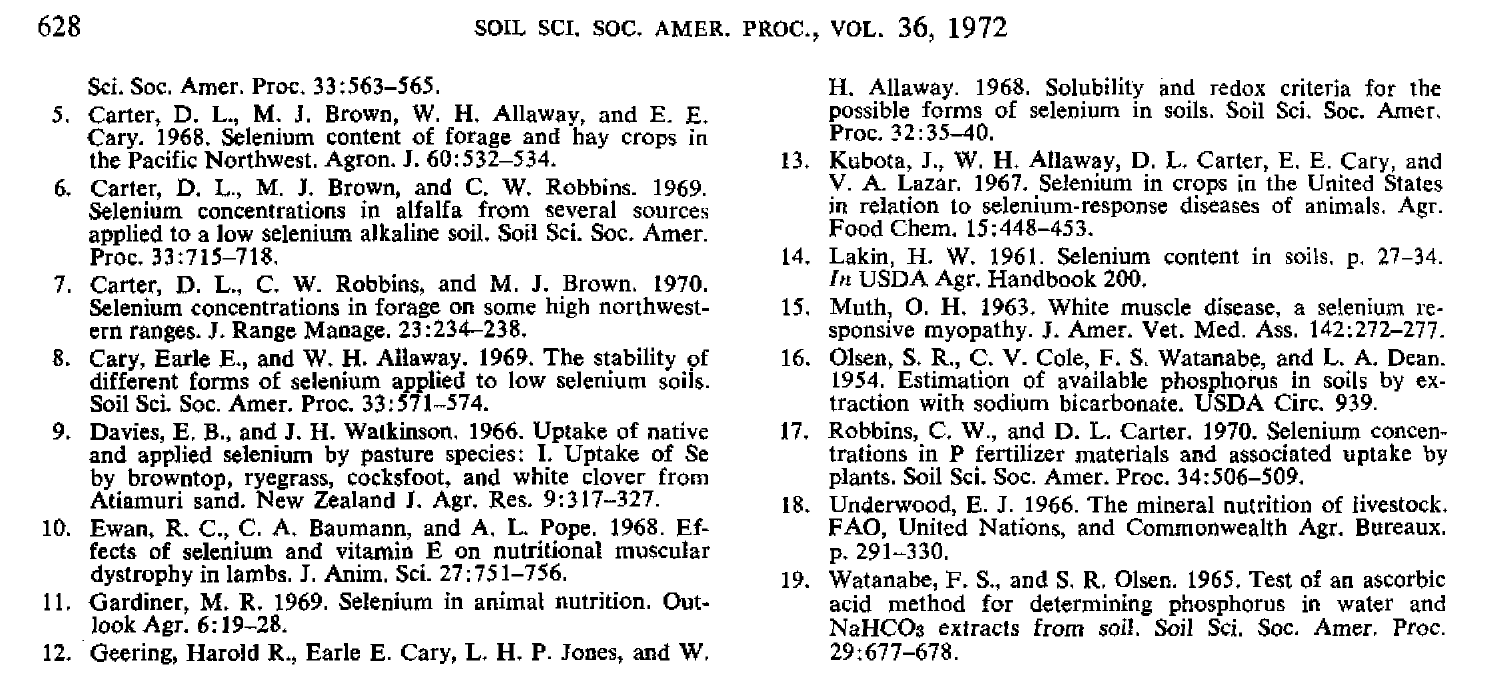Sci. Soc. Amer. Proc. 33:563–565.

5. Carter, D. L., M. J. Brown, W. H. Allaway, and E. E. Cary. 1968. Selenium content of forage and hay crops in the Pacific Northwest. Agron. J. 60:532–534.
6. Carter, D. L., M. J. Brown, and C. W. Robbins. 1969. Selenium concentrations in alfalfa from several sources applied to a low selenium alkaline soil. Soil Sci. Soc. Amer. Proc. 33:715–718.
7. Carter, D. L., C. W. Robbins, and M. J. Brown. 1970. Selenium concentrations in forage on some high northwestern ranges. J. Range Manage. 23:234–238.
8. Cary, Earle E., and W. H. Allaway. 1969. The stability of different forms of selenium applied to low selenium soils. Soil Sci. Soc. Amer. Proc. 33:571–574.
9. Davies, E. B., and J. H. Watkinson. 1966. Uptake of native and applied selenium by pasture species: I. Uptake of Se by browntop, ryegrass, cocksfoot, and white clover from Atiamuri sand. New Zealand J. Agr. Res. 9:317–327.
10. Ewan, R. C., C. A. Baumann, and A. L. Pope. 1968. Effects of selenium and vitamin E on nutritional muscular dystrophy in lambs. J. Anim. Sci. 27:751–756.
11. Gardiner, M. R. 1969. Selenium in animal nutrition. Outlook Agr. 6:19–28.
12. Geering, Harold R., Earle E. Cary, L. H. P. Jones, and W. H. Allaway. 1968. Solubility and redox criteria for the possible forms of selenium in soils. Soil Sci. Soc. Amer. Proc. 32:35–40.
13. Kubota, J., W. H. Allaway, D. L. Carter, E. E. Cary, and V. A. Lazar. 1967. Selenium in crops in the United States in relation to selenium-response diseases of animals. Agr. Food Chem. 15:448–453.
14. Lakin, H. W. 1961. Selenium content in soils. p. 27–34. *In* USDA Agr. Handbook 200.
15. Muth, O. H. 1963. White muscle disease, a selenium responsive myopathy. J. Amer. Vet. Med. Ass. 142:272–277.
16. Olsen, S. R., C. V. Cole, F. S. Watanabe, and L. A. Dean. 1954. Estimation of available phosphorus in soils by extraction with sodium bicarbonate. USDA Circ. 939.
17. Robbins, C. W., and D. L. Carter. 1970. Selenium concentrations in P fertilizer materials and associated uptake by plants. Soil Sci. Soc. Amer. Proc. 34:506–509.
18. Underwood, E. J. 1966. The mineral nutrition of livestock. FAO, United Nations, and Commonwealth Agr. Bureaux. p. 291–330.
19. Watanabe, F. S., and S. R. Olsen. 1965. Test of an ascorbic acid method for determining phosphorus in water and $NaHCO_3$ extracts from soil. Soil Sci. Soc. Amer. Proc. 29:677–678.